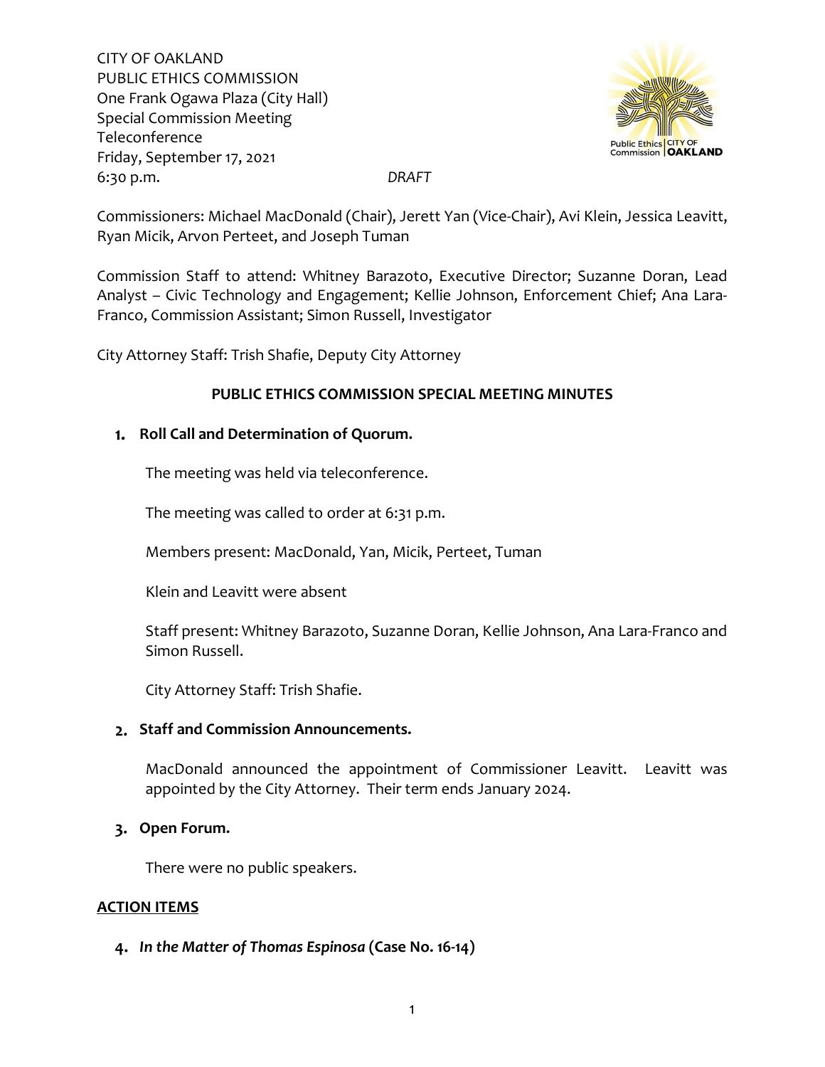CITY OF OAKLAND
PUBLIC ETHICS COMMISSION
One Frank Ogawa Plaza (City Hall)
Special Commission Meeting
Teleconference
Friday, September 17, 2021
6:30 p.m.

*DRAFT*

Commissioners: Michael MacDonald (Chair), Jerett Yan (Vice-Chair), Avi Klein, Jessica Leavitt, Ryan Micik, Arvon Perteet, and Joseph Tuman

Commission Staff to attend: Whitney Barazoto, Executive Director; Suzanne Doran, Lead Analyst – Civic Technology and Engagement; Kellie Johnson, Enforcement Chief; Ana Lara-Franco, Commission Assistant; Simon Russell, Investigator

City Attorney Staff: Trish Shafie, Deputy City Attorney

## PUBLIC ETHICS COMMISSION SPECIAL MEETING MINUTES

1. **Roll Call and Determination of Quorum.**

   The meeting was held via teleconference.

   The meeting was called to order at 6:31 p.m.

   Members present: MacDonald, Yan, Micik, Perteet, Tuman

   Klein and Leavitt were absent

   Staff present: Whitney Barazoto, Suzanne Doran, Kellie Johnson, Ana Lara-Franco and Simon Russell.

   City Attorney Staff: Trish Shafie.

2. **Staff and Commission Announcements.**

   MacDonald announced the appointment of Commissioner Leavitt. Leavitt was appointed by the City Attorney. Their term ends January 2024.

3. **Open Forum.**

   There were no public speakers.

**ACTION ITEMS**

4. ***In the Matter of Thomas Espinosa* (Case No. 16-14)**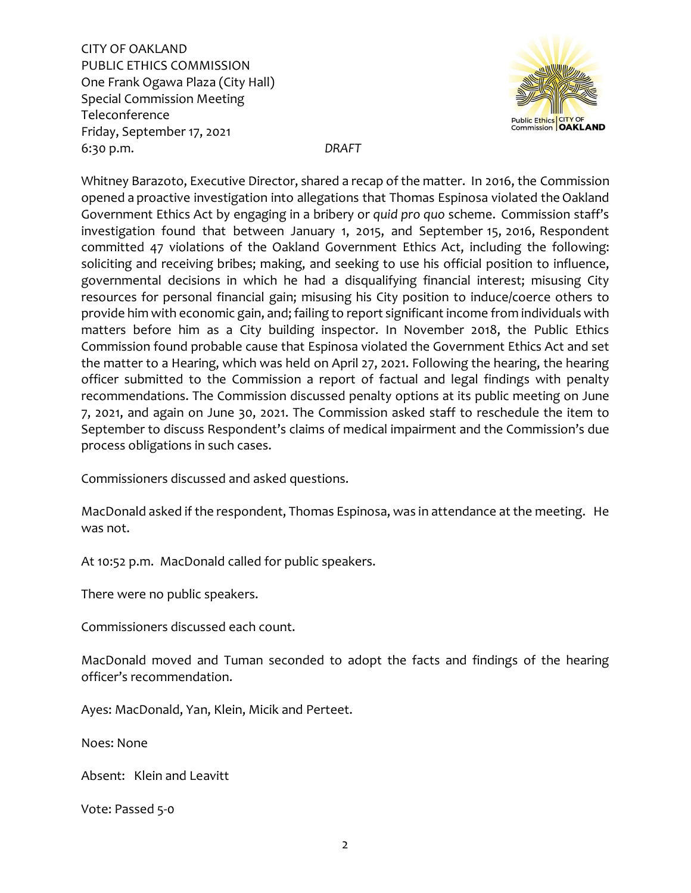CITY OF OAKLAND
PUBLIC ETHICS COMMISSION
One Frank Ogawa Plaza (City Hall)
Special Commission Meeting
Teleconference
Friday, September 17, 2021
6:30 p.m. *DRAFT*

Whitney Barazoto, Executive Director, shared a recap of the matter. In 2016, the Commission opened a proactive investigation into allegations that Thomas Espinosa violated the Oakland Government Ethics Act by engaging in a bribery or *quid pro quo* scheme. Commission staff's investigation found that between January 1, 2015, and September 15, 2016, Respondent committed 47 violations of the Oakland Government Ethics Act, including the following: soliciting and receiving bribes; making, and seeking to use his official position to influence, governmental decisions in which he had a disqualifying financial interest; misusing City resources for personal financial gain; misusing his City position to induce/coerce others to provide him with economic gain, and; failing to report significant income from individuals with matters before him as a City building inspector. In November 2018, the Public Ethics Commission found probable cause that Espinosa violated the Government Ethics Act and set the matter to a Hearing, which was held on April 27, 2021. Following the hearing, the hearing officer submitted to the Commission a report of factual and legal findings with penalty recommendations. The Commission discussed penalty options at its public meeting on June 7, 2021, and again on June 30, 2021. The Commission asked staff to reschedule the item to September to discuss Respondent's claims of medical impairment and the Commission's due process obligations in such cases.

Commissioners discussed and asked questions.

MacDonald asked if the respondent, Thomas Espinosa, was in attendance at the meeting. He was not.

At 10:52 p.m. MacDonald called for public speakers.

There were no public speakers.

Commissioners discussed each count.

MacDonald moved and Tuman seconded to adopt the facts and findings of the hearing officer's recommendation.

Ayes: MacDonald, Yan, Klein, Micik and Perteet.

Noes: None

Absent: Klein and Leavitt

Vote: Passed 5-0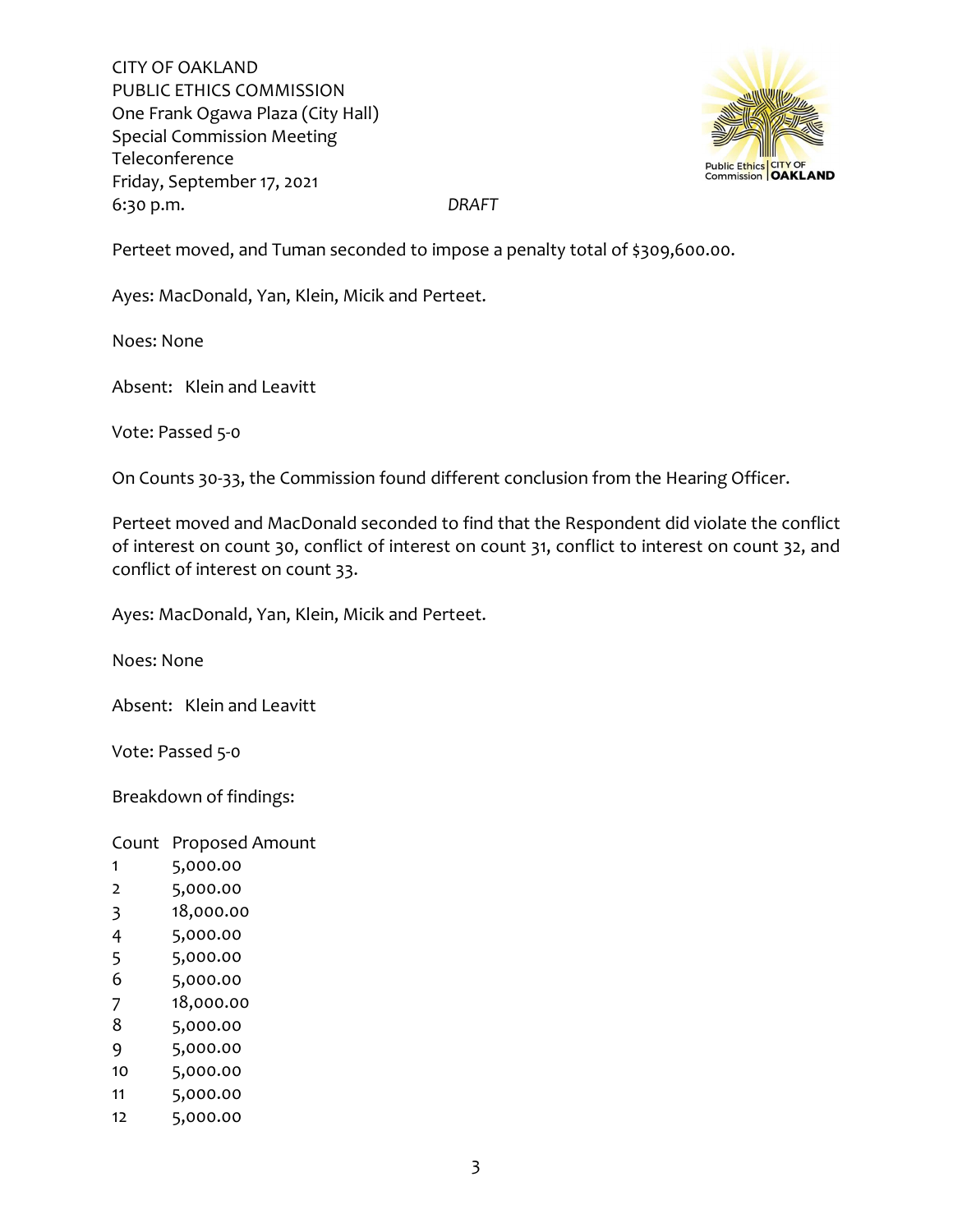CITY OF OAKLAND
PUBLIC ETHICS COMMISSION
One Frank Ogawa Plaza (City Hall)
Special Commission Meeting
Teleconference
Friday, September 17, 2021
6:30 p.m. *DRAFT*

Perteet moved, and Tuman seconded to impose a penalty total of $309,600.00.

Ayes: MacDonald, Yan, Klein, Micik and Perteet.

Noes: None

Absent: Klein and Leavitt

Vote: Passed 5-0

On Counts 30-33, the Commission found different conclusion from the Hearing Officer.

Perteet moved and MacDonald seconded to find that the Respondent did violate the conflict of interest on count 30, conflict of interest on count 31, conflict to interest on count 32, and conflict of interest on count 33.

Ayes: MacDonald, Yan, Klein, Micik and Perteet.

Noes: None

Absent: Klein and Leavitt

Vote: Passed 5-0

Breakdown of findings:

| Count | Proposed Amount |
|---|---|
| 1 | 5,000.00 |
| 2 | 5,000.00 |
| 3 | 18,000.00 |
| 4 | 5,000.00 |
| 5 | 5,000.00 |
| 6 | 5,000.00 |
| 7 | 18,000.00 |
| 8 | 5,000.00 |
| 9 | 5,000.00 |
| 10 | 5,000.00 |
| 11 | 5,000.00 |
| 12 | 5,000.00 |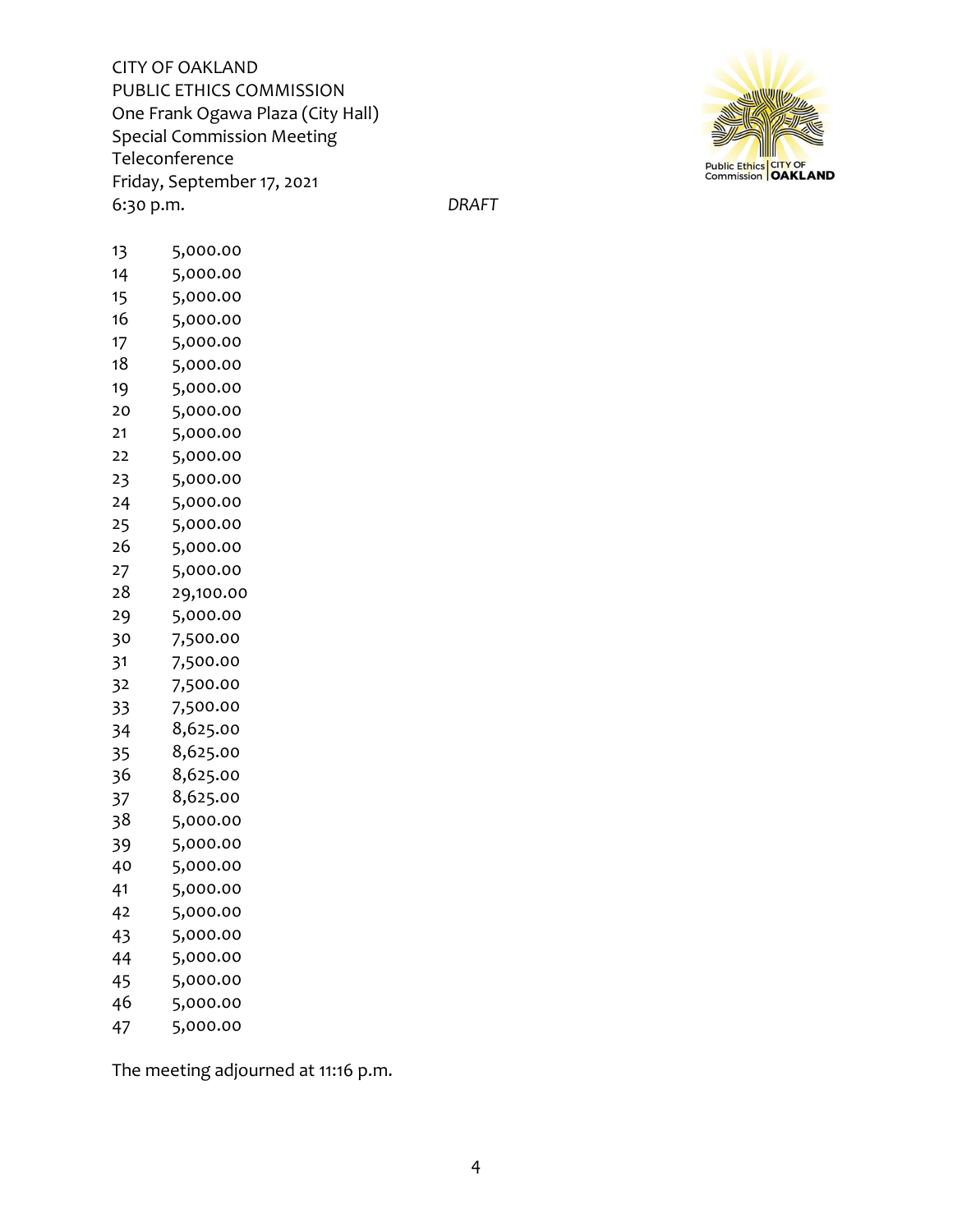CITY OF OAKLAND
PUBLIC ETHICS COMMISSION
One Frank Ogawa Plaza (City Hall)
Special Commission Meeting
Teleconference
Friday, September 17, 2021
6:30 p.m.

*DRAFT*

| | |
|---|---|
| 13 | 5,000.00 |
| 14 | 5,000.00 |
| 15 | 5,000.00 |
| 16 | 5,000.00 |
| 17 | 5,000.00 |
| 18 | 5,000.00 |
| 19 | 5,000.00 |
| 20 | 5,000.00 |
| 21 | 5,000.00 |
| 22 | 5,000.00 |
| 23 | 5,000.00 |
| 24 | 5,000.00 |
| 25 | 5,000.00 |
| 26 | 5,000.00 |
| 27 | 5,000.00 |
| 28 | 29,100.00 |
| 29 | 5,000.00 |
| 30 | 7,500.00 |
| 31 | 7,500.00 |
| 32 | 7,500.00 |
| 33 | 7,500.00 |
| 34 | 8,625.00 |
| 35 | 8,625.00 |
| 36 | 8,625.00 |
| 37 | 8,625.00 |
| 38 | 5,000.00 |
| 39 | 5,000.00 |
| 40 | 5,000.00 |
| 41 | 5,000.00 |
| 42 | 5,000.00 |
| 43 | 5,000.00 |
| 44 | 5,000.00 |
| 45 | 5,000.00 |
| 46 | 5,000.00 |
| 47 | 5,000.00 |

The meeting adjourned at 11:16 p.m.